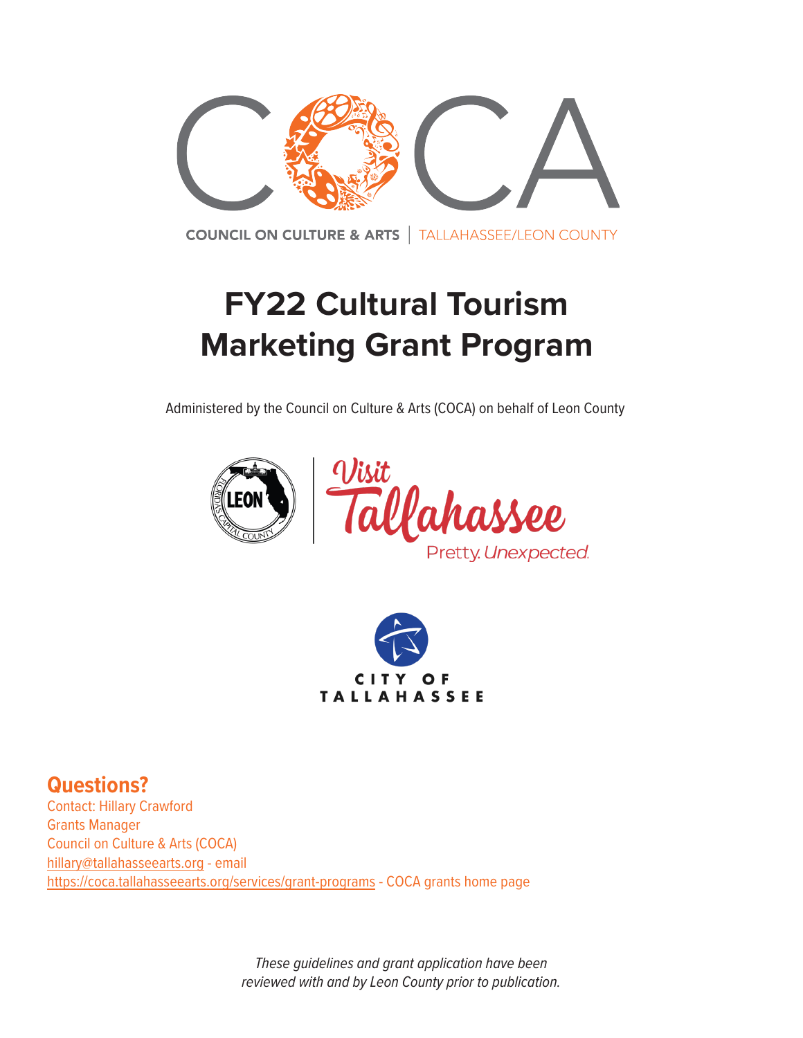COCA

COUNCIL ON CULTURE & ARTS | TALLAHASSEE/LEON COUNTY

# FY22 Cultural Tourism Marketing Grant Program

Administered by the Council on Culture & Arts (COCA) on behalf of Leon County

LEON | Visit Tallahassee Pretty. Unexpected.

CITY OF TALLAHASSEE

## Questions?

Contact: Hillary Crawford
Grants Manager
Council on Culture & Arts (COCA)
hillary@tallahasseearts.org - email
https://coca.tallahasseearts.org/services/grant-programs - COCA grants home page

*These guidelines and grant application have been reviewed with and by Leon County prior to publication.*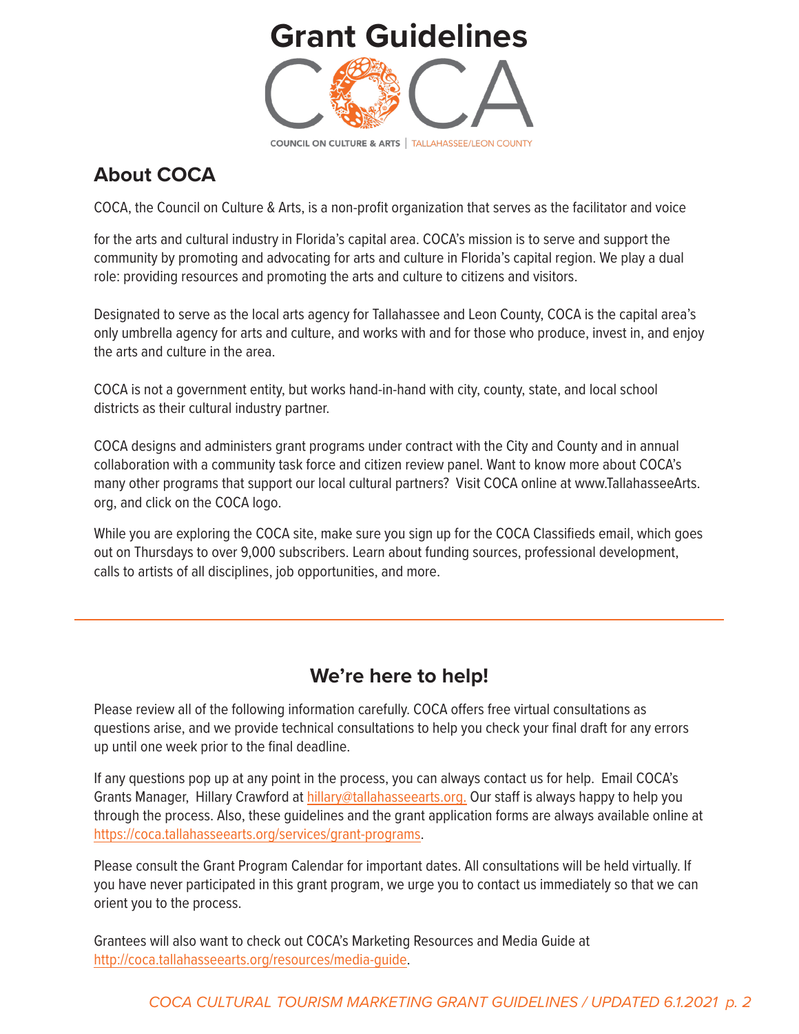# Grant Guidelines

COCA

COUNCIL ON CULTURE & ARTS | TALLAHASSEE/LEON COUNTY

## About COCA

COCA, the Council on Culture & Arts, is a non-profit organization that serves as the facilitator and voice for the arts and cultural industry in Florida's capital area. COCA's mission is to serve and support the community by promoting and advocating for arts and culture in Florida's capital region. We play a dual role: providing resources and promoting the arts and culture to citizens and visitors.

Designated to serve as the local arts agency for Tallahassee and Leon County, COCA is the capital area's only umbrella agency for arts and culture, and works with and for those who produce, invest in, and enjoy the arts and culture in the area.

COCA is not a government entity, but works hand-in-hand with city, county, state, and local school districts as their cultural industry partner.

COCA designs and administers grant programs under contract with the City and County and in annual collaboration with a community task force and citizen review panel. Want to know more about COCA's many other programs that support our local cultural partners? Visit COCA online at www.TallahasseeArts.org, and click on the COCA logo.

While you are exploring the COCA site, make sure you sign up for the COCA Classifieds email, which goes out on Thursdays to over 9,000 subscribers. Learn about funding sources, professional development, calls to artists of all disciplines, job opportunities, and more.

---

## We're here to help!

Please review all of the following information carefully. COCA offers free virtual consultations as questions arise, and we provide technical consultations to help you check your final draft for any errors up until one week prior to the final deadline.

If any questions pop up at any point in the process, you can always contact us for help. Email COCA's Grants Manager, Hillary Crawford at hillary@tallahasseearts.org. Our staff is always happy to help you through the process. Also, these guidelines and the grant application forms are always available online at https://coca.tallahasseearts.org/services/grant-programs.

Please consult the Grant Program Calendar for important dates. All consultations will be held virtually. If you have never participated in this grant program, we urge you to contact us immediately so that we can orient you to the process.

Grantees will also want to check out COCA's Marketing Resources and Media Guide at http://coca.tallahasseearts.org/resources/media-guide.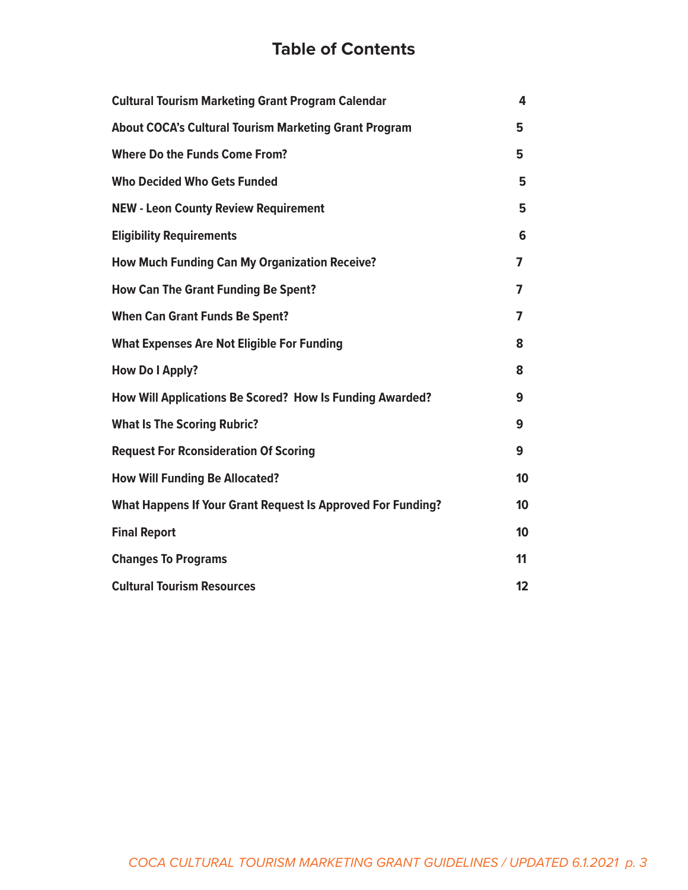# Table of Contents

| | |
|---|---|
| **Cultural Tourism Marketing Grant Program Calendar** | **4** |
| **About COCA's Cultural Tourism Marketing Grant Program** | **5** |
| **Where Do the Funds Come From?** | **5** |
| **Who Decided Who Gets Funded** | **5** |
| **NEW - Leon County Review Requirement** | **5** |
| **Eligibility Requirements** | **6** |
| **How Much Funding Can My Organization Receive?** | **7** |
| **How Can The Grant Funding Be Spent?** | **7** |
| **When Can Grant Funds Be Spent?** | **7** |
| **What Expenses Are Not Eligible For Funding** | **8** |
| **How Do I Apply?** | **8** |
| **How Will Applications Be Scored? How Is Funding Awarded?** | **9** |
| **What Is The Scoring Rubric?** | **9** |
| **Request For Rconsideration Of Scoring** | **9** |
| **How Will Funding Be Allocated?** | **10** |
| **What Happens If Your Grant Request Is Approved For Funding?** | **10** |
| **Final Report** | **10** |
| **Changes To Programs** | **11** |
| **Cultural Tourism Resources** | **12** |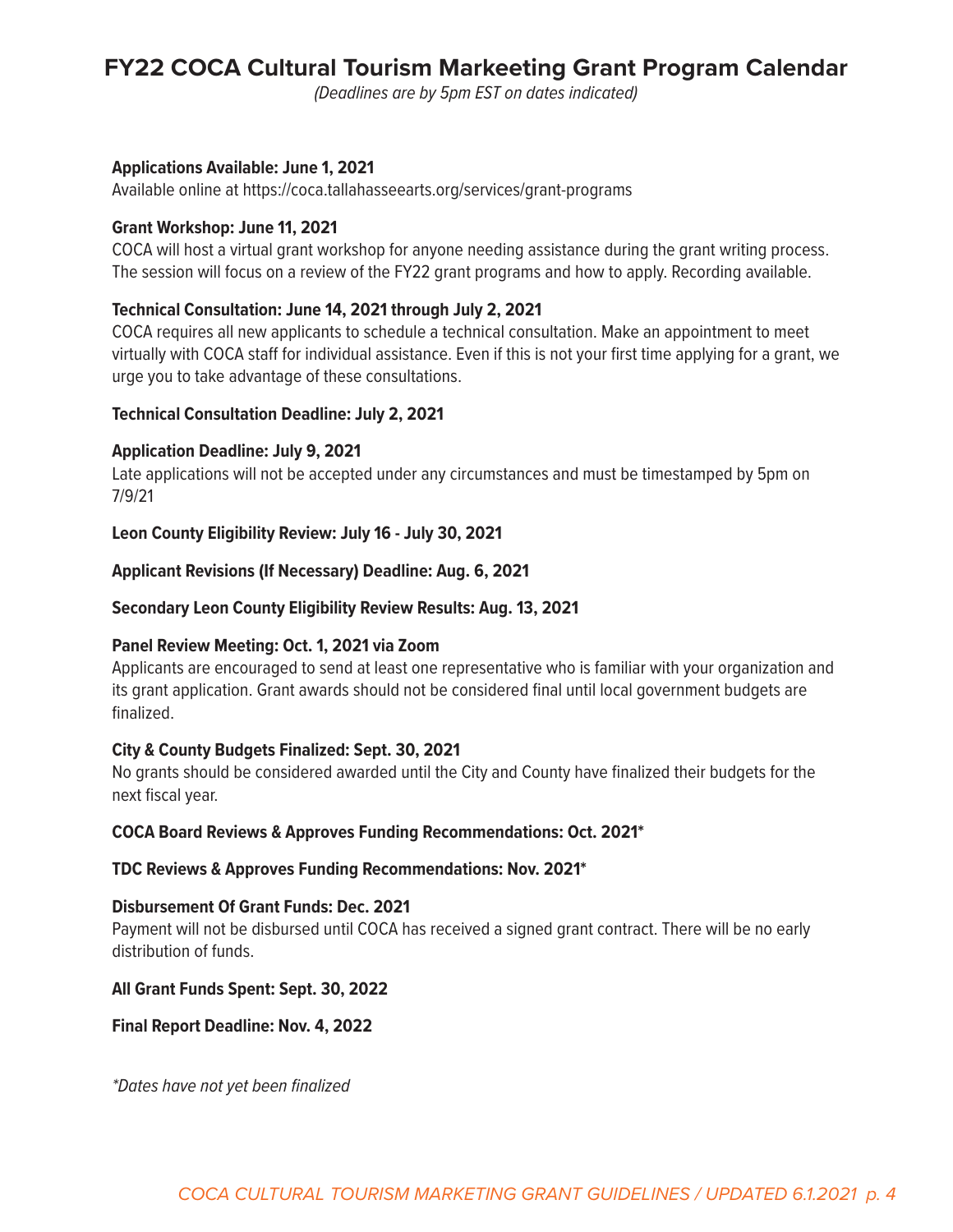# FY22 COCA Cultural Tourism Markeeting Grant Program Calendar

*(Deadlines are by 5pm EST on dates indicated)*

**Applications Available: June 1, 2021**
Available online at https://coca.tallahasseearts.org/services/grant-programs

**Grant Workshop: June 11, 2021**
COCA will host a virtual grant workshop for anyone needing assistance during the grant writing process. The session will focus on a review of the FY22 grant programs and how to apply. Recording available.

**Technical Consultation: June 14, 2021 through July 2, 2021**
COCA requires all new applicants to schedule a technical consultation. Make an appointment to meet virtually with COCA staff for individual assistance. Even if this is not your first time applying for a grant, we urge you to take advantage of these consultations.

**Technical Consultation Deadline: July 2, 2021**

**Application Deadline: July 9, 2021**
Late applications will not be accepted under any circumstances and must be timestamped by 5pm on 7/9/21

**Leon County Eligibility Review: July 16 - July 30, 2021**

**Applicant Revisions (If Necessary) Deadline: Aug. 6, 2021**

**Secondary Leon County Eligibility Review Results: Aug. 13, 2021**

**Panel Review Meeting: Oct. 1, 2021 via Zoom**
Applicants are encouraged to send at least one representative who is familiar with your organization and its grant application. Grant awards should not be considered final until local government budgets are finalized.

**City & County Budgets Finalized: Sept. 30, 2021**
No grants should be considered awarded until the City and County have finalized their budgets for the next fiscal year.

**COCA Board Reviews & Approves Funding Recommendations: Oct. 2021***

**TDC Reviews & Approves Funding Recommendations: Nov. 2021***

**Disbursement Of Grant Funds: Dec. 2021**
Payment will not be disbursed until COCA has received a signed grant contract. There will be no early distribution of funds.

**All Grant Funds Spent: Sept. 30, 2022**

**Final Report Deadline: Nov. 4, 2022**

*\*Dates have not yet been finalized*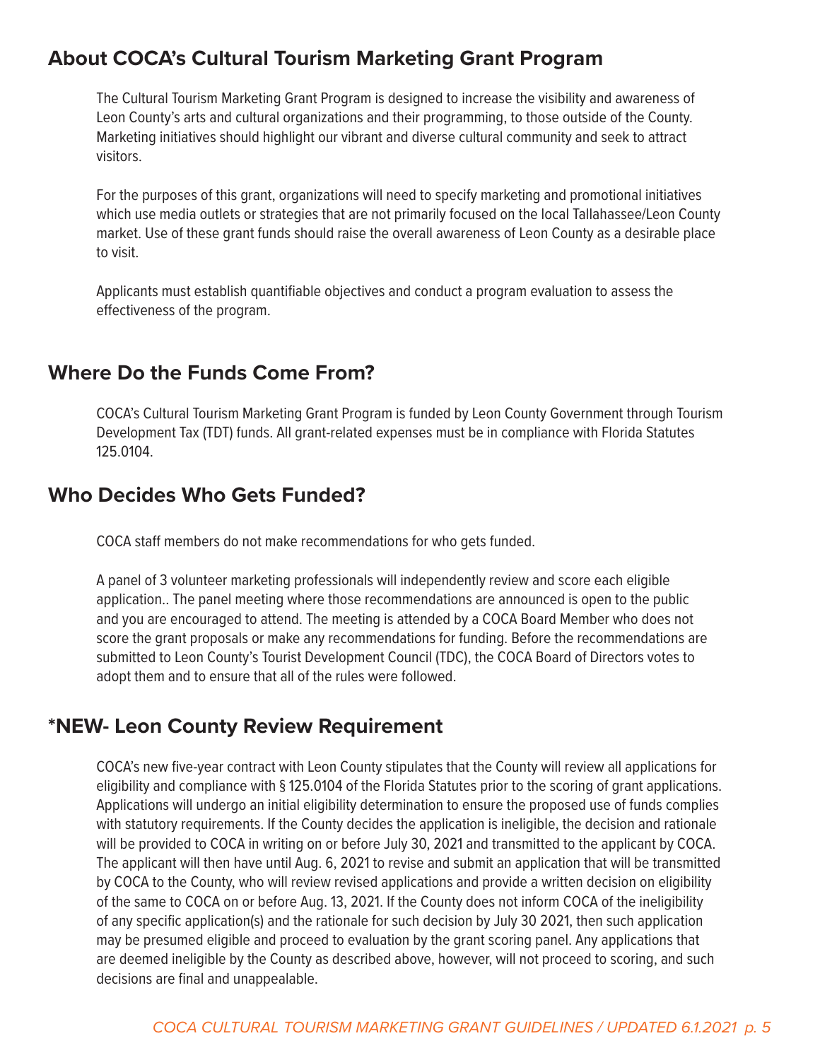## About COCA's Cultural Tourism Marketing Grant Program

The Cultural Tourism Marketing Grant Program is designed to increase the visibility and awareness of Leon County's arts and cultural organizations and their programming, to those outside of the County. Marketing initiatives should highlight our vibrant and diverse cultural community and seek to attract visitors.

For the purposes of this grant, organizations will need to specify marketing and promotional initiatives which use media outlets or strategies that are not primarily focused on the local Tallahassee/Leon County market. Use of these grant funds should raise the overall awareness of Leon County as a desirable place to visit.

Applicants must establish quantifiable objectives and conduct a program evaluation to assess the effectiveness of the program.

## Where Do the Funds Come From?

COCA's Cultural Tourism Marketing Grant Program is funded by Leon County Government through Tourism Development Tax (TDT) funds. All grant-related expenses must be in compliance with Florida Statutes 125.0104.

## Who Decides Who Gets Funded?

COCA staff members do not make recommendations for who gets funded.

A panel of 3 volunteer marketing professionals will independently review and score each eligible application.. The panel meeting where those recommendations are announced is open to the public and you are encouraged to attend. The meeting is attended by a COCA Board Member who does not score the grant proposals or make any recommendations for funding. Before the recommendations are submitted to Leon County's Tourist Development Council (TDC), the COCA Board of Directors votes to adopt them and to ensure that all of the rules were followed.

## *NEW- Leon County Review Requirement

COCA's new five-year contract with Leon County stipulates that the County will review all applications for eligibility and compliance with § 125.0104 of the Florida Statutes prior to the scoring of grant applications. Applications will undergo an initial eligibility determination to ensure the proposed use of funds complies with statutory requirements. If the County decides the application is ineligible, the decision and rationale will be provided to COCA in writing on or before July 30, 2021 and transmitted to the applicant by COCA. The applicant will then have until Aug. 6, 2021 to revise and submit an application that will be transmitted by COCA to the County, who will review revised applications and provide a written decision on eligibility of the same to COCA on or before Aug. 13, 2021. If the County does not inform COCA of the ineligibility of any specific application(s) and the rationale for such decision by July 30 2021, then such application may be presumed eligible and proceed to evaluation by the grant scoring panel. Any applications that are deemed ineligible by the County as described above, however, will not proceed to scoring, and such decisions are final and unappealable.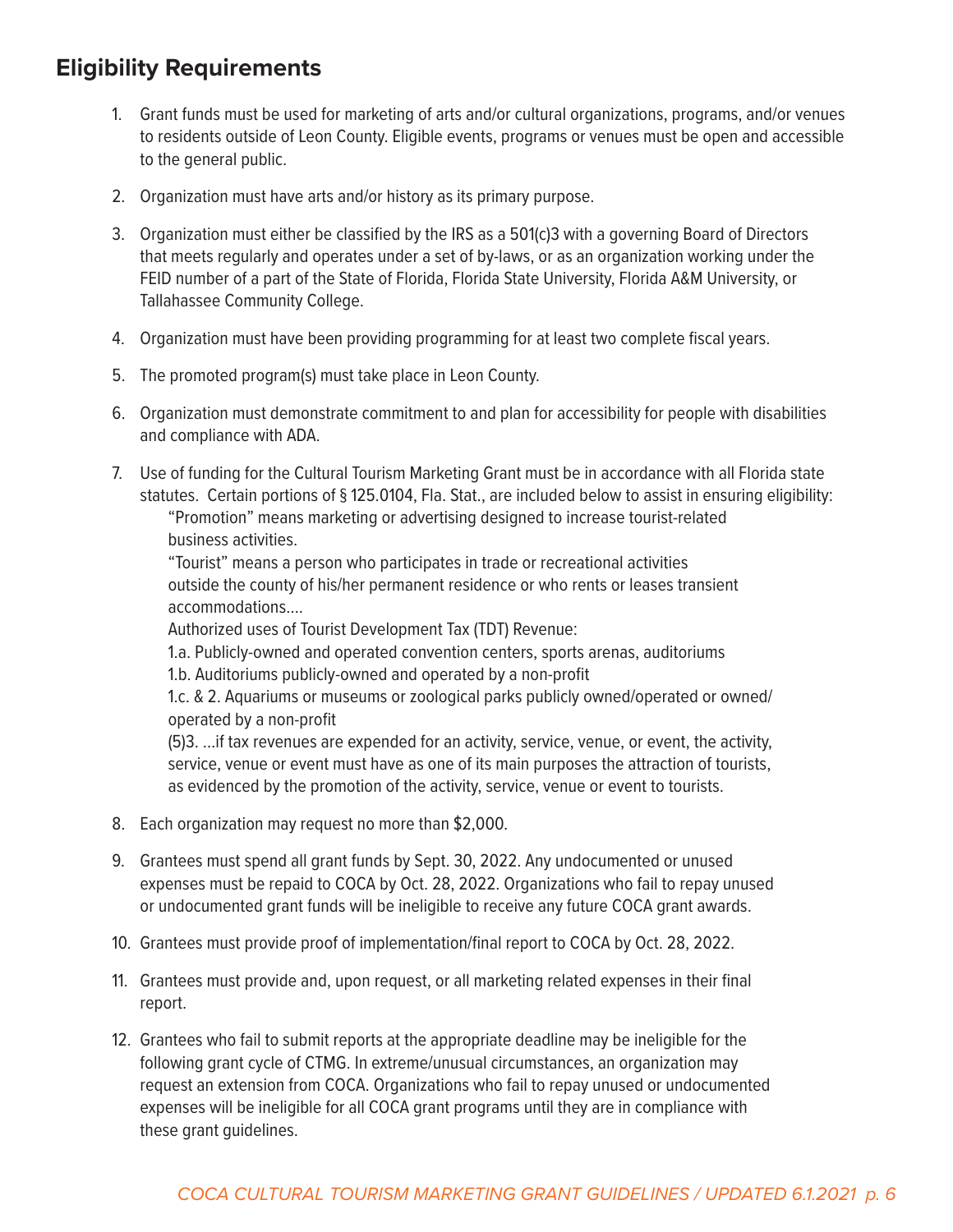## Eligibility Requirements

1. Grant funds must be used for marketing of arts and/or cultural organizations, programs, and/or venues to residents outside of Leon County. Eligible events, programs or venues must be open and accessible to the general public.

2. Organization must have arts and/or history as its primary purpose.

3. Organization must either be classified by the IRS as a 501(c)3 with a governing Board of Directors that meets regularly and operates under a set of by-laws, or as an organization working under the FEID number of a part of the State of Florida, Florida State University, Florida A&M University, or Tallahassee Community College.

4. Organization must have been providing programming for at least two complete fiscal years.

5. The promoted program(s) must take place in Leon County.

6. Organization must demonstrate commitment to and plan for accessibility for people with disabilities and compliance with ADA.

7. Use of funding for the Cultural Tourism Marketing Grant must be in accordance with all Florida state statutes. Certain portions of § 125.0104, Fla. Stat., are included below to assist in ensuring eligibility:

   "Promotion" means marketing or advertising designed to increase tourist-related business activities.

   "Tourist" means a person who participates in trade or recreational activities outside the county of his/her permanent residence or who rents or leases transient accommodations....

   Authorized uses of Tourist Development Tax (TDT) Revenue:

   1.a. Publicly-owned and operated convention centers, sports arenas, auditoriums

   1.b. Auditoriums publicly-owned and operated by a non-profit

   1.c. & 2. Aquariums or museums or zoological parks publicly owned/operated or owned/operated by a non-profit

   (5)3. ...if tax revenues are expended for an activity, service, venue, or event, the activity, service, venue or event must have as one of its main purposes the attraction of tourists, as evidenced by the promotion of the activity, service, venue or event to tourists.

8. Each organization may request no more than $2,000.

9. Grantees must spend all grant funds by Sept. 30, 2022. Any undocumented or unused expenses must be repaid to COCA by Oct. 28, 2022. Organizations who fail to repay unused or undocumented grant funds will be ineligible to receive any future COCA grant awards.

10. Grantees must provide proof of implementation/final report to COCA by Oct. 28, 2022.

11. Grantees must provide and, upon request, or all marketing related expenses in their final report.

12. Grantees who fail to submit reports at the appropriate deadline may be ineligible for the following grant cycle of CTMG. In extreme/unusual circumstances, an organization may request an extension from COCA. Organizations who fail to repay unused or undocumented expenses will be ineligible for all COCA grant programs until they are in compliance with these grant guidelines.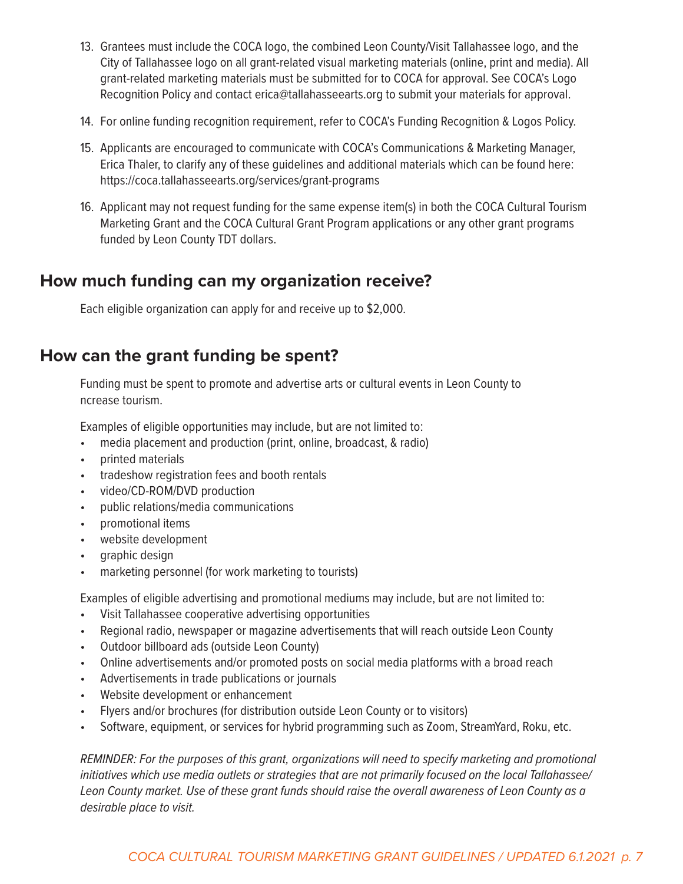13. Grantees must include the COCA logo, the combined Leon County/Visit Tallahassee logo, and the City of Tallahassee logo on all grant-related visual marketing materials (online, print and media). All grant-related marketing materials must be submitted for to COCA for approval. See COCA's Logo Recognition Policy and contact erica@tallahasseearts.org to submit your materials for approval.
14. For online funding recognition requirement, refer to COCA's Funding Recognition & Logos Policy.
15. Applicants are encouraged to communicate with COCA's Communications & Marketing Manager, Erica Thaler, to clarify any of these guidelines and additional materials which can be found here: https://coca.tallahasseearts.org/services/grant-programs
16. Applicant may not request funding for the same expense item(s) in both the COCA Cultural Tourism Marketing Grant and the COCA Cultural Grant Program applications or any other grant programs funded by Leon County TDT dollars.

## How much funding can my organization receive?

Each eligible organization can apply for and receive up to $2,000.

## How can the grant funding be spent?

Funding must be spent to promote and advertise arts or cultural events in Leon County to ncrease tourism.

Examples of eligible opportunities may include, but are not limited to:

- media placement and production (print, online, broadcast, & radio)
- printed materials
- tradeshow registration fees and booth rentals
- video/CD-ROM/DVD production
- public relations/media communications
- promotional items
- website development
- graphic design
- marketing personnel (for work marketing to tourists)

Examples of eligible advertising and promotional mediums may include, but are not limited to:

- Visit Tallahassee cooperative advertising opportunities
- Regional radio, newspaper or magazine advertisements that will reach outside Leon County
- Outdoor billboard ads (outside Leon County)
- Online advertisements and/or promoted posts on social media platforms with a broad reach
- Advertisements in trade publications or journals
- Website development or enhancement
- Flyers and/or brochures (for distribution outside Leon County or to visitors)
- Software, equipment, or services for hybrid programming such as Zoom, StreamYard, Roku, etc.

*REMINDER: For the purposes of this grant, organizations will need to specify marketing and promotional initiatives which use media outlets or strategies that are not primarily focused on the local Tallahassee/ Leon County market. Use of these grant funds should raise the overall awareness of Leon County as a desirable place to visit.*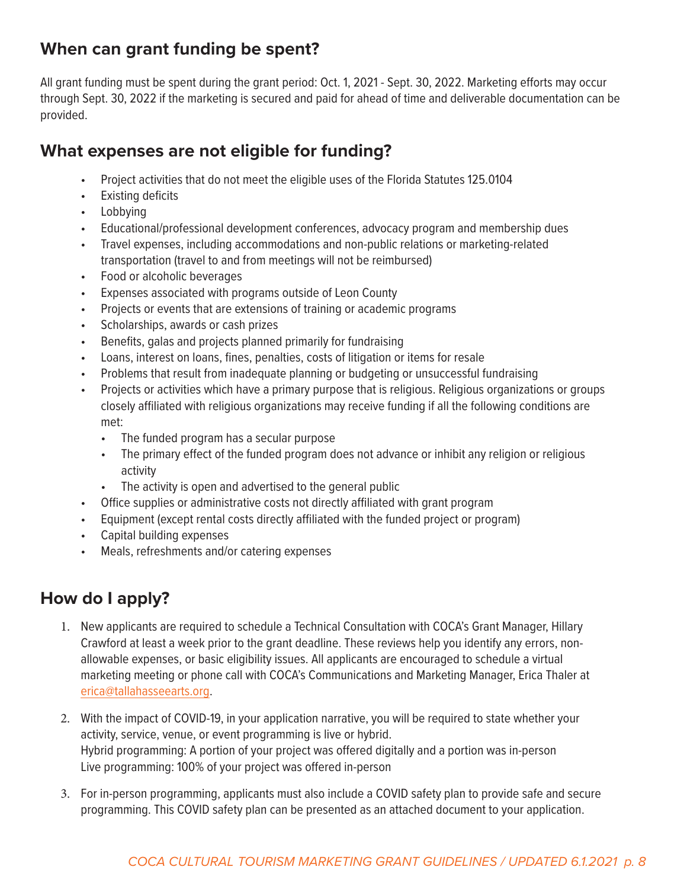## When can grant funding be spent?

All grant funding must be spent during the grant period: Oct. 1, 2021 - Sept. 30, 2022. Marketing efforts may occur through Sept. 30, 2022 if the marketing is secured and paid for ahead of time and deliverable documentation can be provided.

## What expenses are not eligible for funding?

- Project activities that do not meet the eligible uses of the Florida Statutes 125.0104
- Existing deficits
- Lobbying
- Educational/professional development conferences, advocacy program and membership dues
- Travel expenses, including accommodations and non-public relations or marketing-related transportation (travel to and from meetings will not be reimbursed)
- Food or alcoholic beverages
- Expenses associated with programs outside of Leon County
- Projects or events that are extensions of training or academic programs
- Scholarships, awards or cash prizes
- Benefits, galas and projects planned primarily for fundraising
- Loans, interest on loans, fines, penalties, costs of litigation or items for resale
- Problems that result from inadequate planning or budgeting or unsuccessful fundraising
- Projects or activities which have a primary purpose that is religious. Religious organizations or groups closely affiliated with religious organizations may receive funding if all the following conditions are met:
  - The funded program has a secular purpose
  - The primary effect of the funded program does not advance or inhibit any religion or religious activity
  - The activity is open and advertised to the general public
- Office supplies or administrative costs not directly affiliated with grant program
- Equipment (except rental costs directly affiliated with the funded project or program)
- Capital building expenses
- Meals, refreshments and/or catering expenses

## How do I apply?

1. New applicants are required to schedule a Technical Consultation with COCA's Grant Manager, Hillary Crawford at least a week prior to the grant deadline. These reviews help you identify any errors, non-allowable expenses, or basic eligibility issues. All applicants are encouraged to schedule a virtual marketing meeting or phone call with COCA's Communications and Marketing Manager, Erica Thaler at erica@tallahasseearts.org.

2. With the impact of COVID-19, in your application narrative, you will be required to state whether your activity, service, venue, or event programming is live or hybrid.
   Hybrid programming: A portion of your project was offered digitally and a portion was in-person
   Live programming: 100% of your project was offered in-person

3. For in-person programming, applicants must also include a COVID safety plan to provide safe and secure programming. This COVID safety plan can be presented as an attached document to your application.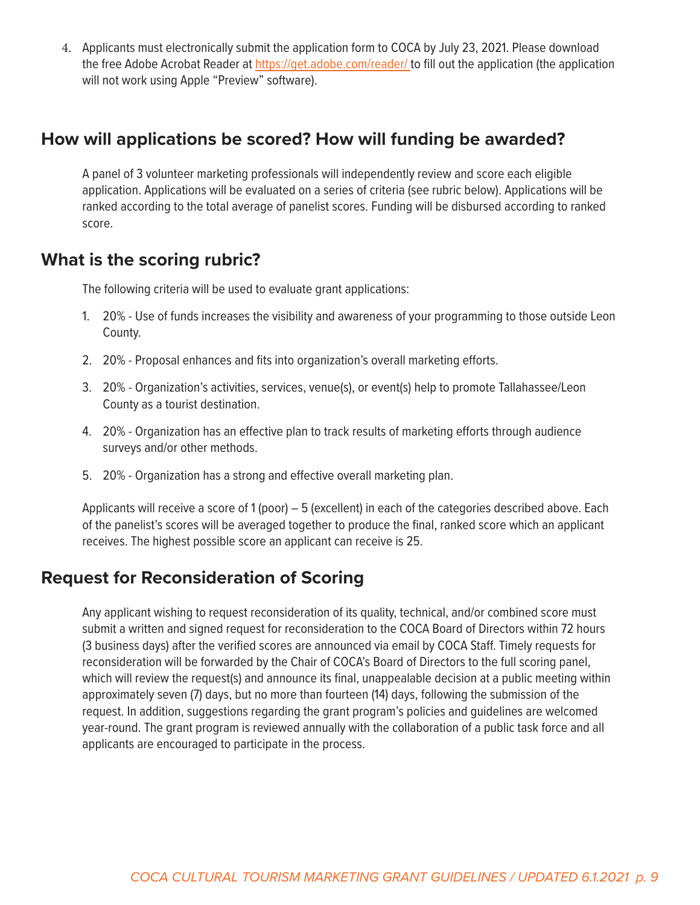4. Applicants must electronically submit the application form to COCA by July 23, 2021. Please download the free Adobe Acrobat Reader at https://get.adobe.com/reader/ to fill out the application (the application will not work using Apple "Preview" software).

## How will applications be scored? How will funding be awarded?

A panel of 3 volunteer marketing professionals will independently review and score each eligible application. Applications will be evaluated on a series of criteria (see rubric below). Applications will be ranked according to the total average of panelist scores. Funding will be disbursed according to ranked score.

## What is the scoring rubric?

The following criteria will be used to evaluate grant applications:

1. 20% - Use of funds increases the visibility and awareness of your programming to those outside Leon County.
2. 20% - Proposal enhances and fits into organization's overall marketing efforts.
3. 20% - Organization's activities, services, venue(s), or event(s) help to promote Tallahassee/Leon County as a tourist destination.
4. 20% - Organization has an effective plan to track results of marketing efforts through audience surveys and/or other methods.
5. 20% - Organization has a strong and effective overall marketing plan.

Applicants will receive a score of 1 (poor) – 5 (excellent) in each of the categories described above. Each of the panelist's scores will be averaged together to produce the final, ranked score which an applicant receives. The highest possible score an applicant can receive is 25.

## Request for Reconsideration of Scoring

Any applicant wishing to request reconsideration of its quality, technical, and/or combined score must submit a written and signed request for reconsideration to the COCA Board of Directors within 72 hours (3 business days) after the verified scores are announced via email by COCA Staff. Timely requests for reconsideration will be forwarded by the Chair of COCA's Board of Directors to the full scoring panel, which will review the request(s) and announce its final, unappealable decision at a public meeting within approximately seven (7) days, but no more than fourteen (14) days, following the submission of the request. In addition, suggestions regarding the grant program's policies and guidelines are welcomed year-round. The grant program is reviewed annually with the collaboration of a public task force and all applicants are encouraged to participate in the process.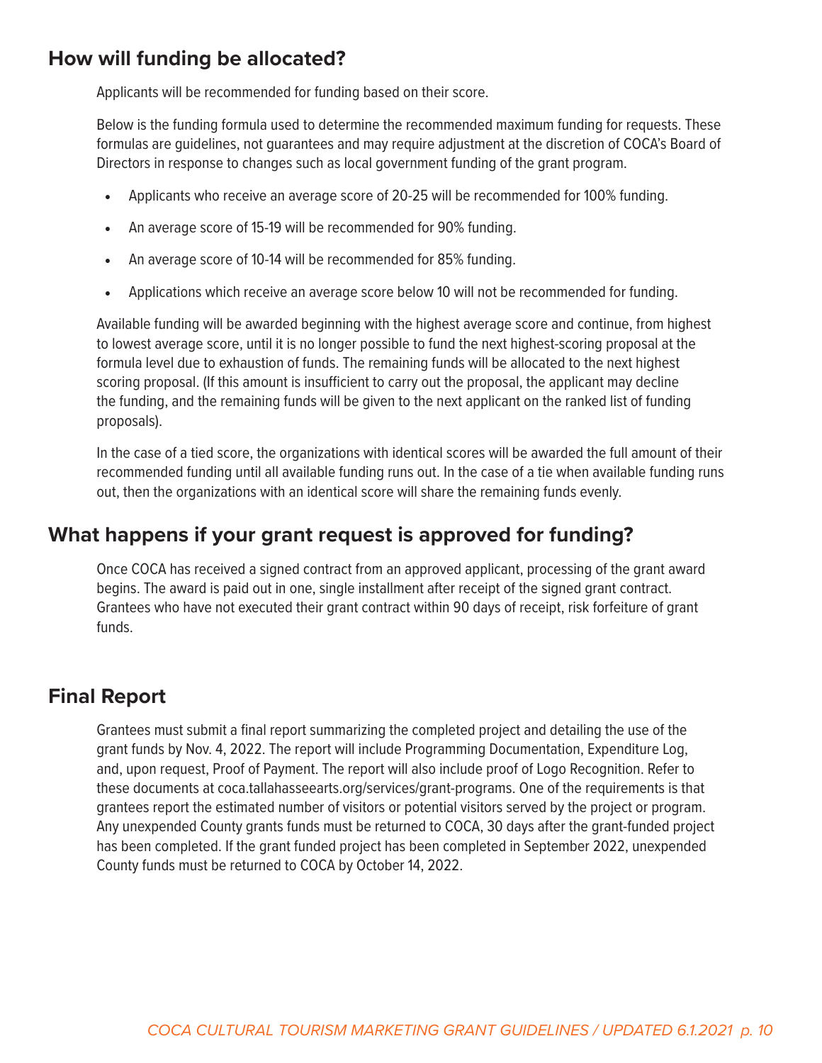## How will funding be allocated?

Applicants will be recommended for funding based on their score.

Below is the funding formula used to determine the recommended maximum funding for requests. These formulas are guidelines, not guarantees and may require adjustment at the discretion of COCA's Board of Directors in response to changes such as local government funding of the grant program.

- Applicants who receive an average score of 20-25 will be recommended for 100% funding.
- An average score of 15-19 will be recommended for 90% funding.
- An average score of 10-14 will be recommended for 85% funding.
- Applications which receive an average score below 10 will not be recommended for funding.

Available funding will be awarded beginning with the highest average score and continue, from highest to lowest average score, until it is no longer possible to fund the next highest-scoring proposal at the formula level due to exhaustion of funds. The remaining funds will be allocated to the next highest scoring proposal. (If this amount is insufficient to carry out the proposal, the applicant may decline the funding, and the remaining funds will be given to the next applicant on the ranked list of funding proposals).

In the case of a tied score, the organizations with identical scores will be awarded the full amount of their recommended funding until all available funding runs out. In the case of a tie when available funding runs out, then the organizations with an identical score will share the remaining funds evenly.

## What happens if your grant request is approved for funding?

Once COCA has received a signed contract from an approved applicant, processing of the grant award begins. The award is paid out in one, single installment after receipt of the signed grant contract. Grantees who have not executed their grant contract within 90 days of receipt, risk forfeiture of grant funds.

## Final Report

Grantees must submit a final report summarizing the completed project and detailing the use of the grant funds by Nov. 4, 2022. The report will include Programming Documentation, Expenditure Log, and, upon request, Proof of Payment. The report will also include proof of Logo Recognition. Refer to these documents at coca.tallahasseearts.org/services/grant-programs. One of the requirements is that grantees report the estimated number of visitors or potential visitors served by the project or program. Any unexpended County grants funds must be returned to COCA, 30 days after the grant-funded project has been completed. If the grant funded project has been completed in September 2022, unexpended County funds must be returned to COCA by October 14, 2022.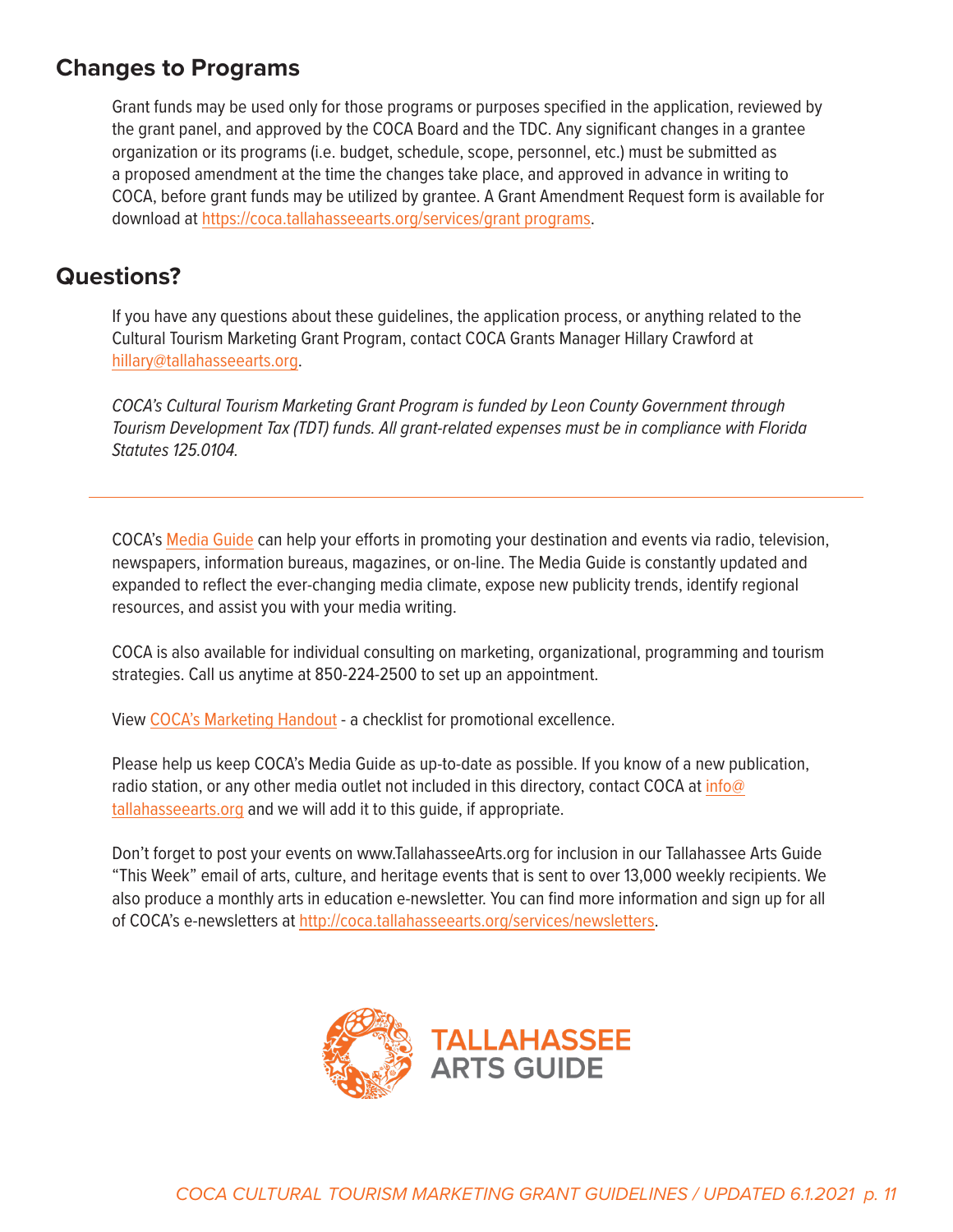## Changes to Programs

Grant funds may be used only for those programs or purposes specified in the application, reviewed by the grant panel, and approved by the COCA Board and the TDC. Any significant changes in a grantee organization or its programs (i.e. budget, schedule, scope, personnel, etc.) must be submitted as a proposed amendment at the time the changes take place, and approved in advance in writing to COCA, before grant funds may be utilized by grantee. A Grant Amendment Request form is available for download at https://coca.tallahasseearts.org/services/grant programs.

## Questions?

If you have any questions about these guidelines, the application process, or anything related to the Cultural Tourism Marketing Grant Program, contact COCA Grants Manager Hillary Crawford at hillary@tallahasseearts.org.

*COCA's Cultural Tourism Marketing Grant Program is funded by Leon County Government through Tourism Development Tax (TDT) funds. All grant-related expenses must be in compliance with Florida Statutes 125.0104.*

---

COCA's Media Guide can help your efforts in promoting your destination and events via radio, television, newspapers, information bureaus, magazines, or on-line. The Media Guide is constantly updated and expanded to reflect the ever-changing media climate, expose new publicity trends, identify regional resources, and assist you with your media writing.

COCA is also available for individual consulting on marketing, organizational, programming and tourism strategies. Call us anytime at 850-224-2500 to set up an appointment.

View COCA's Marketing Handout - a checklist for promotional excellence.

Please help us keep COCA's Media Guide as up-to-date as possible. If you know of a new publication, radio station, or any other media outlet not included in this directory, contact COCA at info@tallahasseearts.org and we will add it to this guide, if appropriate.

Don't forget to post your events on www.TallahasseeArts.org for inclusion in our Tallahassee Arts Guide "This Week" email of arts, culture, and heritage events that is sent to over 13,000 weekly recipients. We also produce a monthly arts in education e-newsletter. You can find more information and sign up for all of COCA's e-newsletters at http://coca.tallahasseearts.org/services/newsletters.

TALLAHASSEE ARTS GUIDE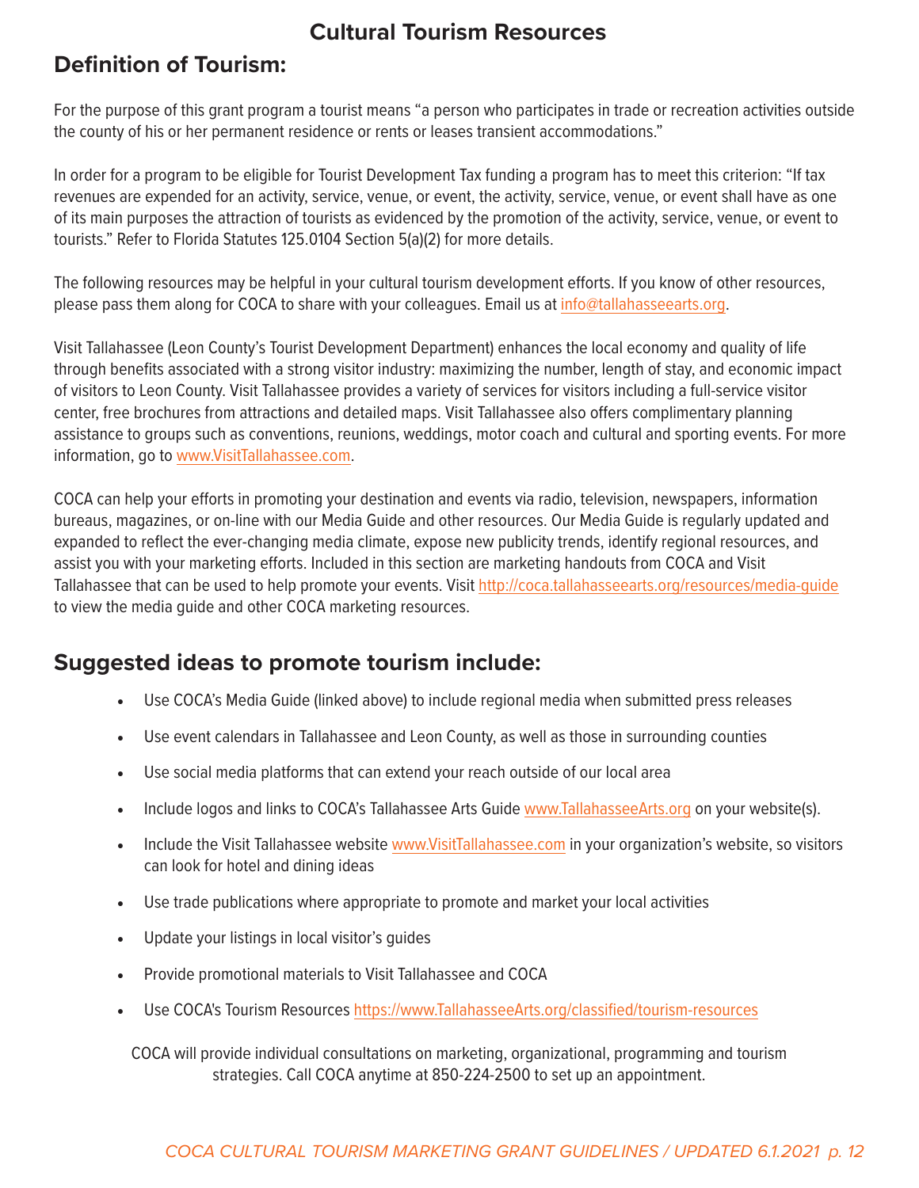# Cultural Tourism Resources

## Definition of Tourism:

For the purpose of this grant program a tourist means "a person who participates in trade or recreation activities outside the county of his or her permanent residence or rents or leases transient accommodations."

In order for a program to be eligible for Tourist Development Tax funding a program has to meet this criterion: "If tax revenues are expended for an activity, service, venue, or event, the activity, service, venue, or event shall have as one of its main purposes the attraction of tourists as evidenced by the promotion of the activity, service, venue, or event to tourists." Refer to Florida Statutes 125.0104 Section 5(a)(2) for more details.

The following resources may be helpful in your cultural tourism development efforts. If you know of other resources, please pass them along for COCA to share with your colleagues. Email us at info@tallahasseearts.org.

Visit Tallahassee (Leon County's Tourist Development Department) enhances the local economy and quality of life through benefits associated with a strong visitor industry: maximizing the number, length of stay, and economic impact of visitors to Leon County. Visit Tallahassee provides a variety of services for visitors including a full-service visitor center, free brochures from attractions and detailed maps. Visit Tallahassee also offers complimentary planning assistance to groups such as conventions, reunions, weddings, motor coach and cultural and sporting events. For more information, go to www.VisitTallahassee.com.

COCA can help your efforts in promoting your destination and events via radio, television, newspapers, information bureaus, magazines, or on-line with our Media Guide and other resources. Our Media Guide is regularly updated and expanded to reflect the ever-changing media climate, expose new publicity trends, identify regional resources, and assist you with your marketing efforts. Included in this section are marketing handouts from COCA and Visit Tallahassee that can be used to help promote your events. Visit http://coca.tallahasseearts.org/resources/media-guide to view the media guide and other COCA marketing resources.

## Suggested ideas to promote tourism include:

- Use COCA's Media Guide (linked above) to include regional media when submitted press releases
- Use event calendars in Tallahassee and Leon County, as well as those in surrounding counties
- Use social media platforms that can extend your reach outside of our local area
- Include logos and links to COCA's Tallahassee Arts Guide www.TallahasseeArts.org on your website(s).
- Include the Visit Tallahassee website www.VisitTallahassee.com in your organization's website, so visitors can look for hotel and dining ideas
- Use trade publications where appropriate to promote and market your local activities
- Update your listings in local visitor's guides
- Provide promotional materials to Visit Tallahassee and COCA
- Use COCA's Tourism Resources https://www.TallahasseeArts.org/classified/tourism-resources

COCA will provide individual consultations on marketing, organizational, programming and tourism strategies. Call COCA anytime at 850-224-2500 to set up an appointment.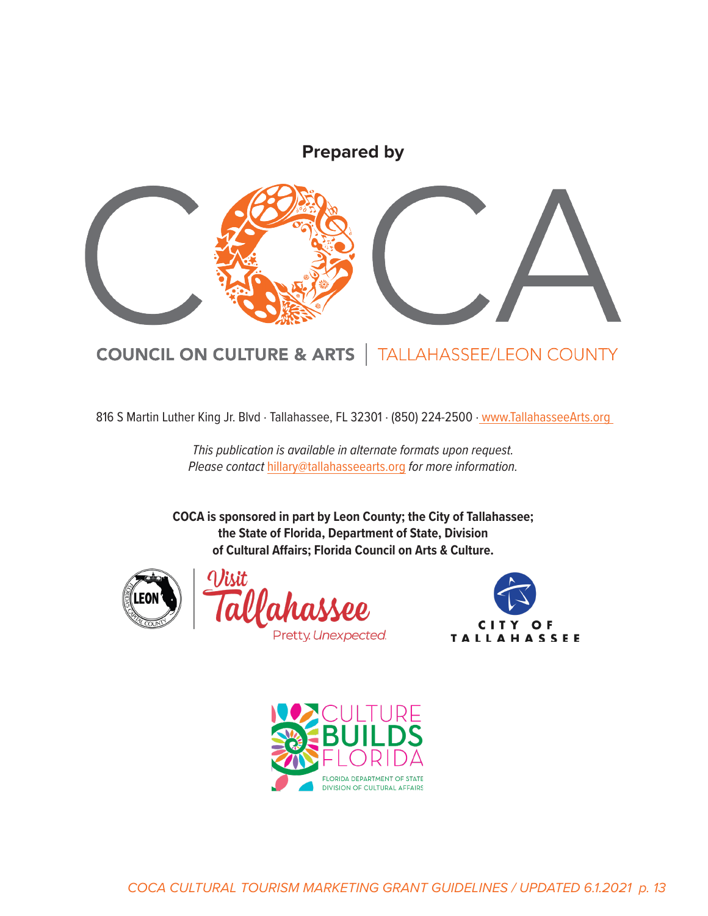**Prepared by**

COCA

COUNCIL ON CULTURE & ARTS | TALLAHASSEE/LEON COUNTY

816 S Martin Luther King Jr. Blvd · Tallahassee, FL 32301 · (850) 224-2500 · www.TallahasseeArts.org

*This publication is available in alternate formats upon request.*
*Please contact hillary@tallahasseearts.org for more information.*

**COCA is sponsored in part by Leon County; the City of Tallahassee; the State of Florida, Department of State, Division of Cultural Affairs; Florida Council on Arts & Culture.**

LEON

Visit Tallahassee
Pretty. *Unexpected.*

CITY OF TALLAHASSEE

CULTURE BUILDS FLORIDA
FLORIDA DEPARTMENT OF STATE
DIVISION OF CULTURAL AFFAIRS